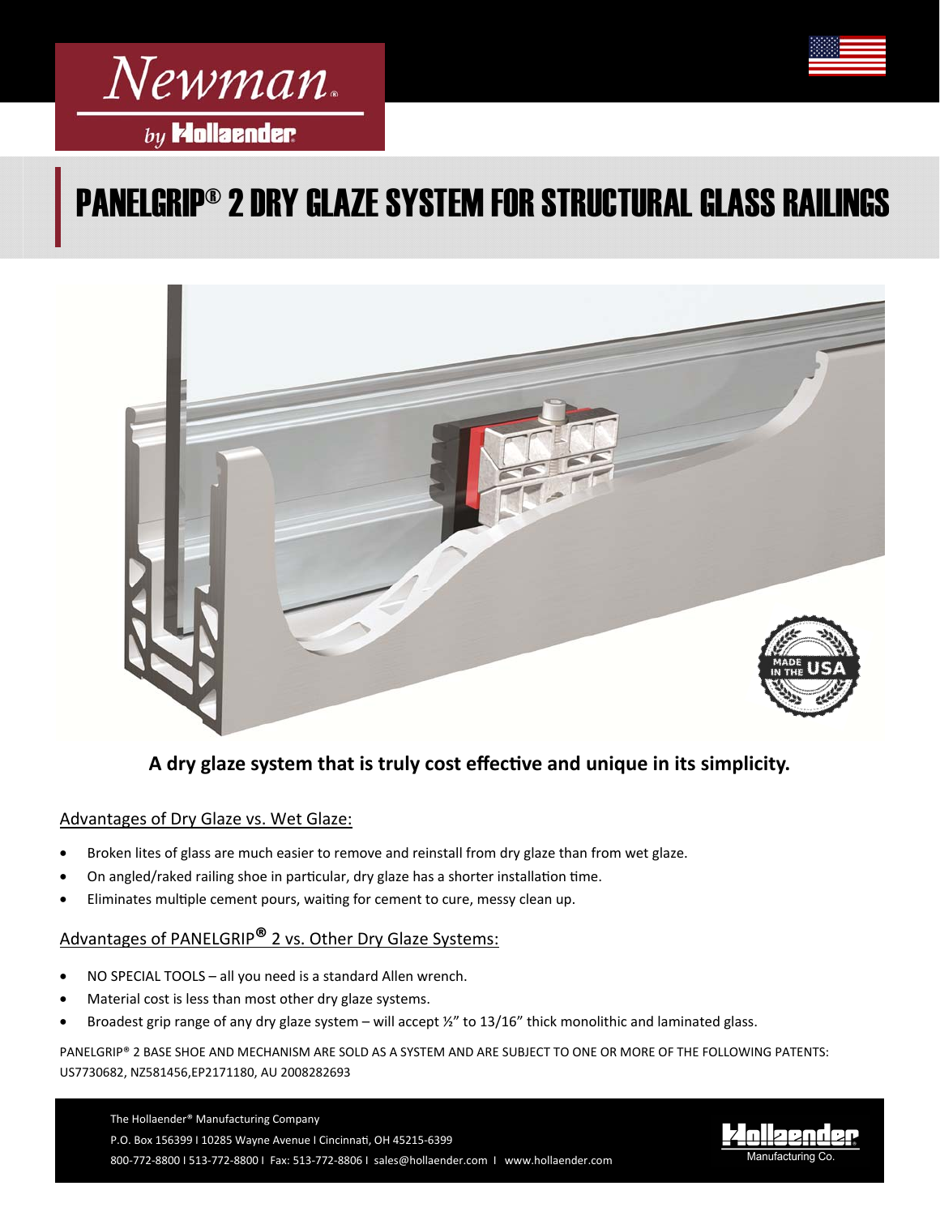Newman®

*by* Hollaender®

# PANELGRIP® 2 DRY GLAZE SYSTEM FOR STRUCTURAL GLASS RAILINGS

**A dry glaze system that is truly cost effective and unique in its simplicity.**

## Advantages of Dry Glaze vs. Wet Glaze:

- Broken lites of glass are much easier to remove and reinstall from dry glaze than from wet glaze.
- On angled/raked railing shoe in particular, dry glaze has a shorter installation time.
- Eliminates multiple cement pours, waiting for cement to cure, messy clean up.

## Advantages of PANELGRIP® 2 vs. Other Dry Glaze Systems:

- NO SPECIAL TOOLS – all you need is a standard Allen wrench.
- Material cost is less than most other dry glaze systems.
- Broadest grip range of any dry glaze system – will accept ½" to 13/16" thick monolithic and laminated glass.

PANELGRIP® 2 BASE SHOE AND MECHANISM ARE SOLD AS A SYSTEM AND ARE SUBJECT TO ONE OR MORE OF THE FOLLOWING PATENTS: US7730682, NZ581456,EP2171180, AU 2008282693

The Hollaender® Manufacturing Company
P.O. Box 156399 I 10285 Wayne Avenue I Cincinnati, OH 45215-6399
800-772-8800 I 513-772-8800 I Fax: 513-772-8806 I sales@hollaender.com I www.hollaender.com

Hollaender® Manufacturing Co.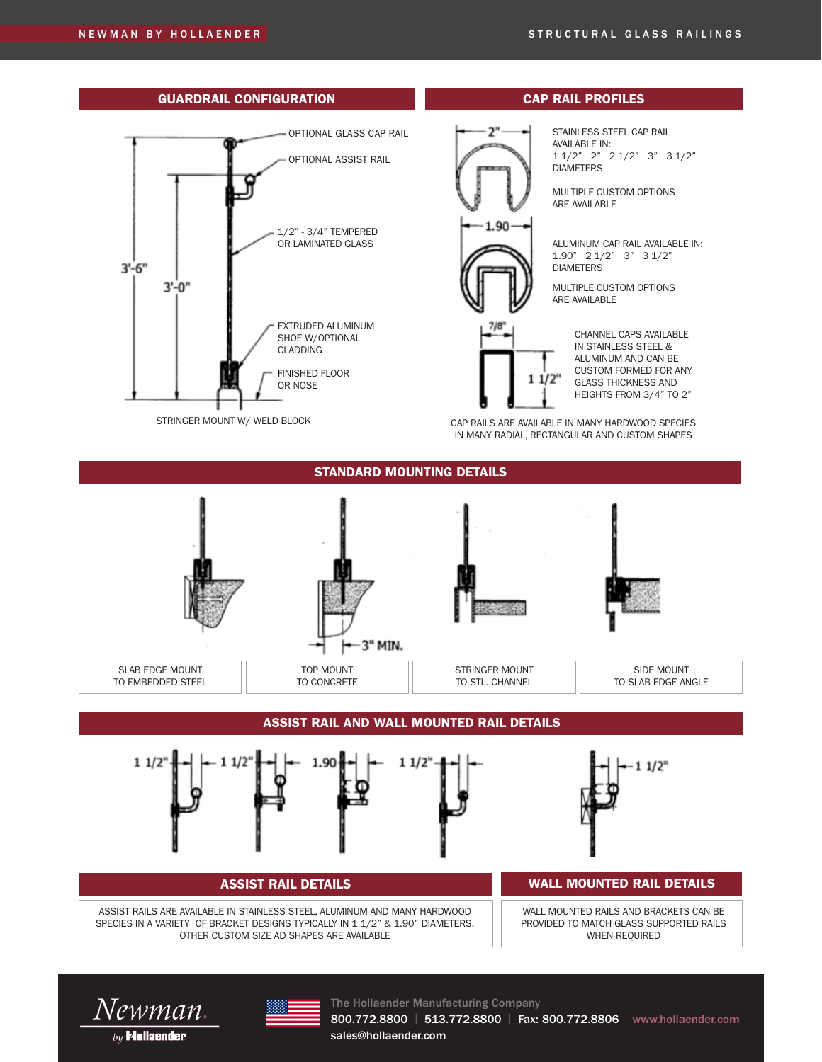## GUARDRAIL CONFIGURATION

OPTIONAL GLASS CAP RAIL

OPTIONAL ASSIST RAIL

1/2" - 3/4" TEMPERED OR LAMINATED GLASS

3'-6"

3'-0"

EXTRUDED ALUMINUM SHOE W/OPTIONAL CLADDING

FINISHED FLOOR OR NOSE

STRINGER MOUNT W/ WELD BLOCK

## CAP RAIL PROFILES

2"

STAINLESS STEEL CAP RAIL AVAILABLE IN:
1 1/2" 2" 2 1/2" 3" 3 1/2" DIAMETERS

MULTIPLE CUSTOM OPTIONS ARE AVAILABLE

1.90

ALUMINUM CAP RAIL AVAILABLE IN:
1.90" 2 1/2" 3" 3 1/2" DIAMETERS

MULTIPLE CUSTOM OPTIONS ARE AVAILABLE

7/8"

1 1/2"

CHANNEL CAPS AVAILABLE IN STAINLESS STEEL & ALUMINUM AND CAN BE CUSTOM FORMED FOR ANY GLASS THICKNESS AND HEIGHTS FROM 3/4" TO 2"

CAP RAILS ARE AVAILABLE IN MANY HARDWOOD SPECIES IN MANY RADIAL, RECTANGULAR AND CUSTOM SHAPES

## STANDARD MOUNTING DETAILS

3" MIN.

| SLAB EDGE MOUNT TO EMBEDDED STEEL | TOP MOUNT TO CONCRETE | STRINGER MOUNT TO STL. CHANNEL | SIDE MOUNT TO SLAB EDGE ANGLE |
|---|---|---|---|

## ASSIST RAIL AND WALL MOUNTED RAIL DETAILS

1 1/2"
1 1/2"
1.90
1 1/2"
1 1/2"

## ASSIST RAIL DETAILS

ASSIST RAILS ARE AVAILABLE IN STAINLESS STEEL, ALUMINUM AND MANY HARDWOOD SPECIES IN A VARIETY OF BRACKET DESIGNS TYPICALLY IN 1 1/2" & 1.90" DIAMETERS. OTHER CUSTOM SIZE AD SHAPES ARE AVAILABLE

## WALL MOUNTED RAIL DETAILS

WALL MOUNTED RAILS AND BRACKETS CAN BE PROVIDED TO MATCH GLASS SUPPORTED RAILS WHEN REQUIRED

Newman by Hollaender

The Hollaender Manufacturing Company
800.772.8800 | 513.772.8800 | Fax: 800.772.8806 | www.hollaender.com
sales@hollaender.com